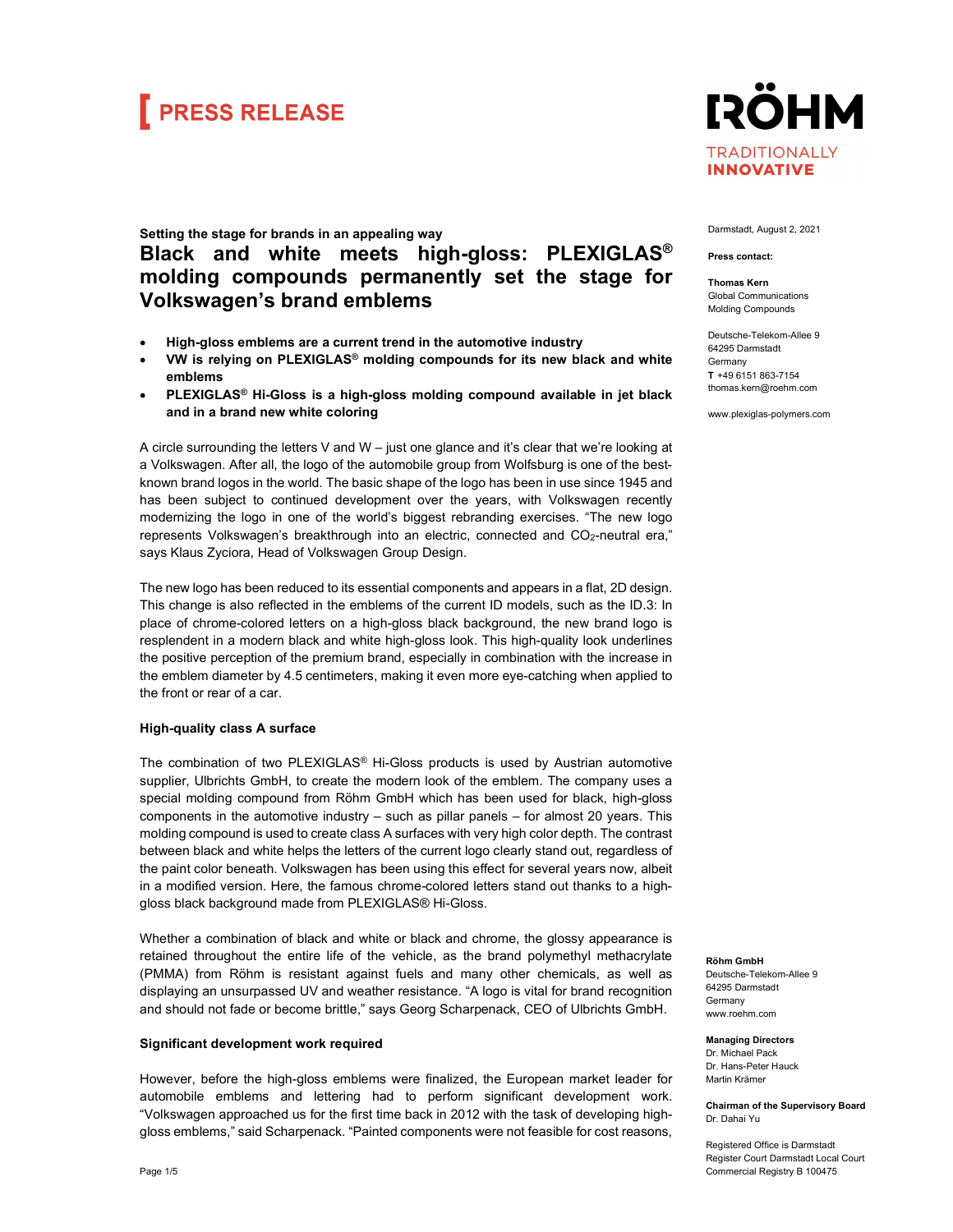# PRESS RELEASE

RÖHM
TRADITIONALLY INNOVATIVE

Darmstadt, August 2, 2021

**Press contact:**

**Thomas Kern**
Global Communications
Molding Compounds

Deutsche-Telekom-Allee 9
64295 Darmstadt
Germany
**T** +49 6151 863-7154
thomas.kern@roehm.com

www.plexiglas-polymers.com

**Setting the stage for brands in an appealing way**

## Black and white meets high-gloss: PLEXIGLAS® molding compounds permanently set the stage for Volkswagen's brand emblems

- **High-gloss emblems are a current trend in the automotive industry**
- **VW is relying on PLEXIGLAS® molding compounds for its new black and white emblems**
- **PLEXIGLAS® Hi-Gloss is a high-gloss molding compound available in jet black and in a brand new white coloring**

A circle surrounding the letters V and W – just one glance and it's clear that we're looking at a Volkswagen. After all, the logo of the automobile group from Wolfsburg is one of the best-known brand logos in the world. The basic shape of the logo has been in use since 1945 and has been subject to continued development over the years, with Volkswagen recently modernizing the logo in one of the world's biggest rebranding exercises. "The new logo represents Volkswagen's breakthrough into an electric, connected and $CO_2$-neutral era," says Klaus Zyciora, Head of Volkswagen Group Design.

The new logo has been reduced to its essential components and appears in a flat, 2D design. This change is also reflected in the emblems of the current ID models, such as the ID.3: In place of chrome-colored letters on a high-gloss black background, the new brand logo is resplendent in a modern black and white high-gloss look. This high-quality look underlines the positive perception of the premium brand, especially in combination with the increase in the emblem diameter by 4.5 centimeters, making it even more eye-catching when applied to the front or rear of a car.

### High-quality class A surface

The combination of two PLEXIGLAS® Hi-Gloss products is used by Austrian automotive supplier, Ulbrichts GmbH, to create the modern look of the emblem. The company uses a special molding compound from Röhm GmbH which has been used for black, high-gloss components in the automotive industry – such as pillar panels – for almost 20 years. This molding compound is used to create class A surfaces with very high color depth. The contrast between black and white helps the letters of the current logo clearly stand out, regardless of the paint color beneath. Volkswagen has been using this effect for several years now, albeit in a modified version. Here, the famous chrome-colored letters stand out thanks to a high-gloss black background made from PLEXIGLAS® Hi-Gloss.

Whether a combination of black and white or black and chrome, the glossy appearance is retained throughout the entire life of the vehicle, as the brand polymethyl methacrylate (PMMA) from Röhm is resistant against fuels and many other chemicals, as well as displaying an unsurpassed UV and weather resistance. "A logo is vital for brand recognition and should not fade or become brittle," says Georg Scharpenack, CEO of Ulbrichts GmbH.

### Significant development work required

However, before the high-gloss emblems were finalized, the European market leader for automobile emblems and lettering had to perform significant development work. "Volkswagen approached us for the first time back in 2012 with the task of developing high-gloss emblems," said Scharpenack. "Painted components were not feasible for cost reasons,

**Röhm GmbH**
Deutsche-Telekom-Allee 9
64295 Darmstadt
Germany
www.roehm.com

**Managing Directors**
Dr. Michael Pack
Dr. Hans-Peter Hauck
Martin Krämer

**Chairman of the Supervisory Board**
Dr. Dahai Yu

Registered Office is Darmstadt
Register Court Darmstadt Local Court
Commercial Registry B 100475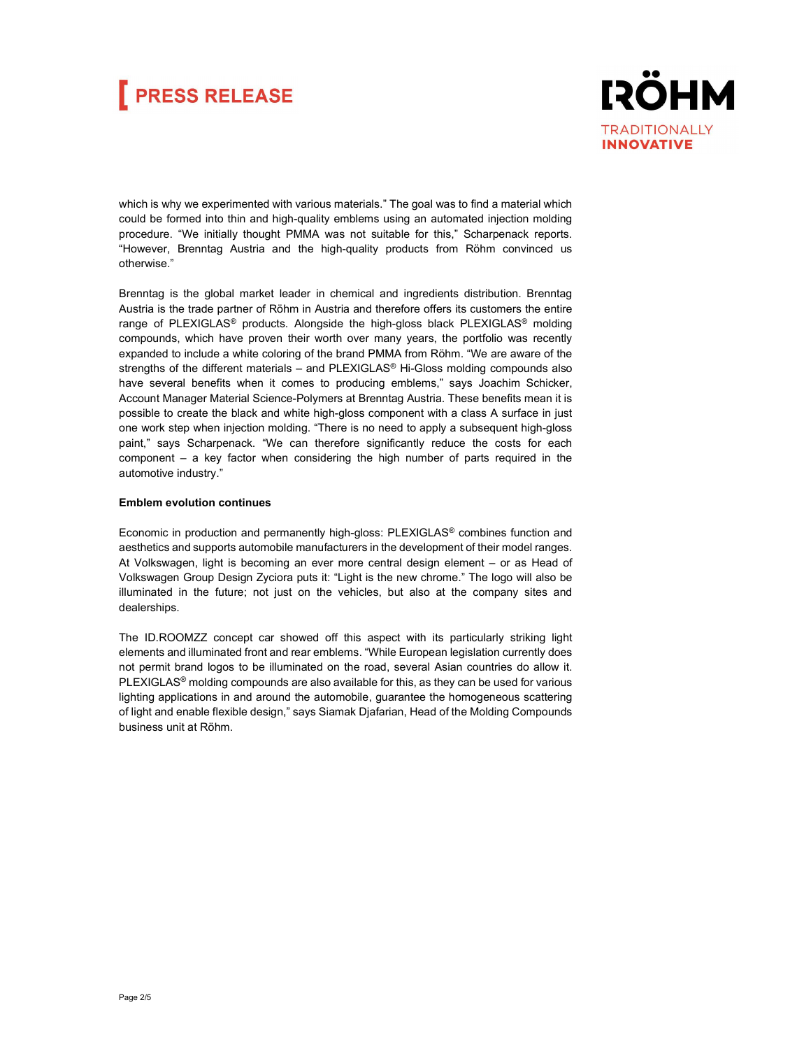which is why we experimented with various materials." The goal was to find a material which could be formed into thin and high-quality emblems using an automated injection molding procedure. "We initially thought PMMA was not suitable for this," Scharpenack reports. "However, Brenntag Austria and the high-quality products from Röhm convinced us otherwise."

Brenntag is the global market leader in chemical and ingredients distribution. Brenntag Austria is the trade partner of Röhm in Austria and therefore offers its customers the entire range of PLEXIGLAS® products. Alongside the high-gloss black PLEXIGLAS® molding compounds, which have proven their worth over many years, the portfolio was recently expanded to include a white coloring of the brand PMMA from Röhm. "We are aware of the strengths of the different materials – and PLEXIGLAS® Hi-Gloss molding compounds also have several benefits when it comes to producing emblems," says Joachim Schicker, Account Manager Material Science-Polymers at Brenntag Austria. These benefits mean it is possible to create the black and white high-gloss component with a class A surface in just one work step when injection molding. "There is no need to apply a subsequent high-gloss paint," says Scharpenack. "We can therefore significantly reduce the costs for each component – a key factor when considering the high number of parts required in the automotive industry."

**Emblem evolution continues**

Economic in production and permanently high-gloss: PLEXIGLAS® combines function and aesthetics and supports automobile manufacturers in the development of their model ranges. At Volkswagen, light is becoming an ever more central design element – or as Head of Volkswagen Group Design Zyciora puts it: "Light is the new chrome." The logo will also be illuminated in the future; not just on the vehicles, but also at the company sites and dealerships.

The ID.ROOMZZ concept car showed off this aspect with its particularly striking light elements and illuminated front and rear emblems. "While European legislation currently does not permit brand logos to be illuminated on the road, several Asian countries do allow it. PLEXIGLAS® molding compounds are also available for this, as they can be used for various lighting applications in and around the automobile, guarantee the homogeneous scattering of light and enable flexible design," says Siamak Djafarian, Head of the Molding Compounds business unit at Röhm.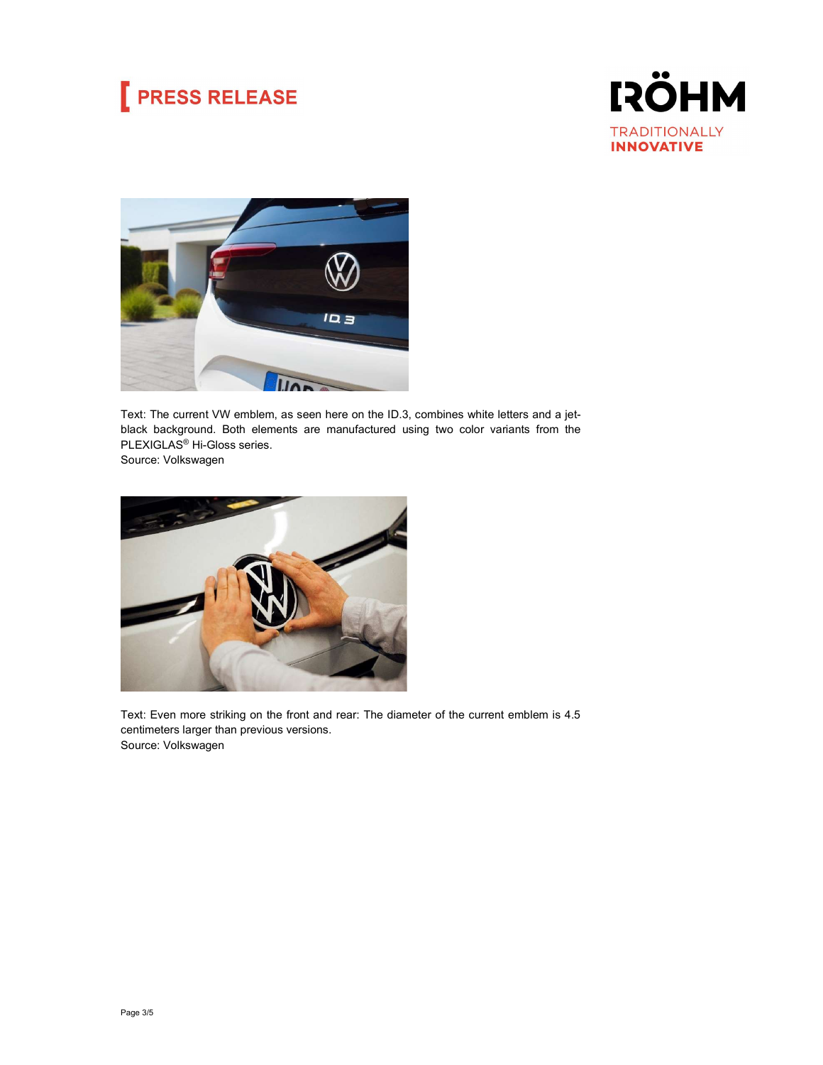Text: The current VW emblem, as seen here on the ID.3, combines white letters and a jet-black background. Both elements are manufactured using two color variants from the PLEXIGLAS® Hi-Gloss series.
Source: Volkswagen

Text: Even more striking on the front and rear: The diameter of the current emblem is 4.5 centimeters larger than previous versions.
Source: Volkswagen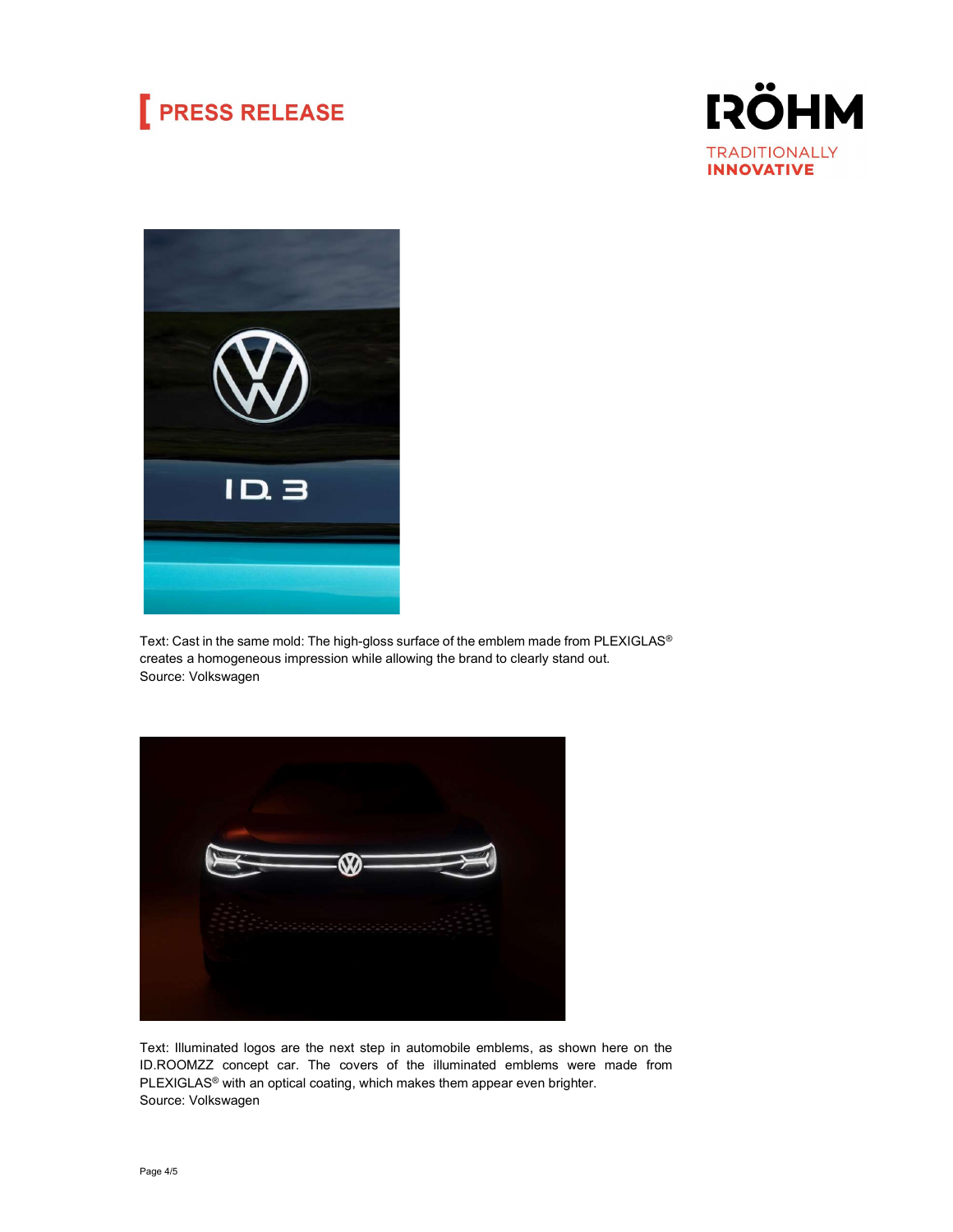Text: Cast in the same mold: The high-gloss surface of the emblem made from PLEXIGLAS®
creates a homogeneous impression while allowing the brand to clearly stand out.
Source: Volkswagen

Text: Illuminated logos are the next step in automobile emblems, as shown here on the ID.ROOMZZ concept car. The covers of the illuminated emblems were made from PLEXIGLAS® with an optical coating, which makes them appear even brighter.
Source: Volkswagen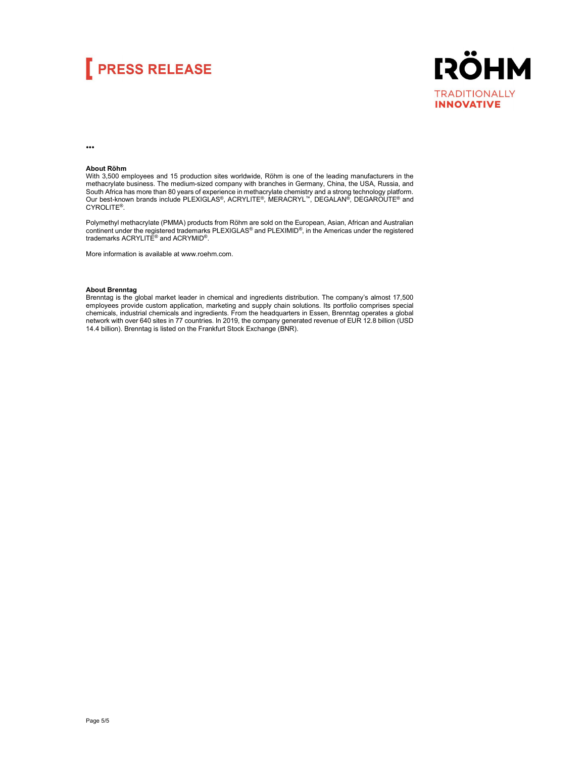•••

**About Röhm**
With 3,500 employees and 15 production sites worldwide, Röhm is one of the leading manufacturers in the methacrylate business. The medium-sized company with branches in Germany, China, the USA, Russia, and South Africa has more than 80 years of experience in methacrylate chemistry and a strong technology platform. Our best-known brands include PLEXIGLAS®, ACRYLITE®, MERACRYL™, DEGALAN®, DEGAROUTE® and CYROLITE®.

Polymethyl methacrylate (PMMA) products from Röhm are sold on the European, Asian, African and Australian continent under the registered trademarks PLEXIGLAS® and PLEXIMID®, in the Americas under the registered trademarks ACRYLITE® and ACRYMID®.

More information is available at www.roehm.com.

**About Brenntag**
Brenntag is the global market leader in chemical and ingredients distribution. The company's almost 17,500 employees provide custom application, marketing and supply chain solutions. Its portfolio comprises special chemicals, industrial chemicals and ingredients. From the headquarters in Essen, Brenntag operates a global network with over 640 sites in 77 countries. In 2019, the company generated revenue of EUR 12.8 billion (USD 14.4 billion). Brenntag is listed on the Frankfurt Stock Exchange (BNR).